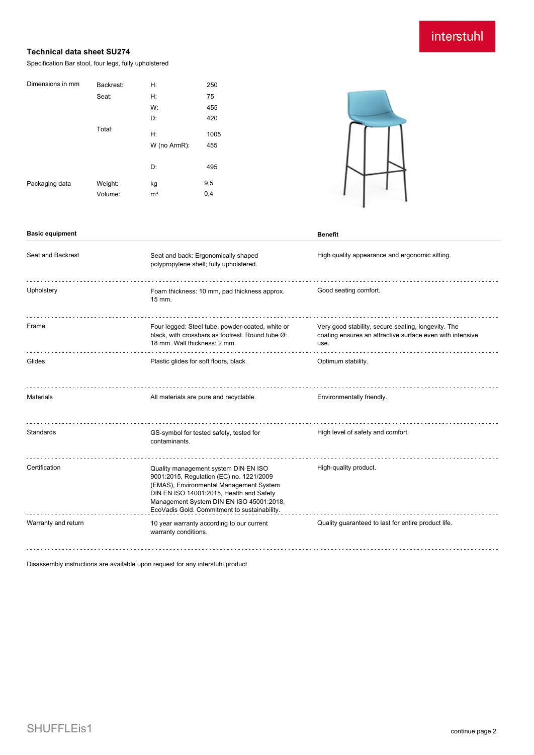interstuhl

# Technical data sheet SU274

Specification Bar stool, four legs, fully upholstered

| Dimensions in mm | Backrest: | H: | 250 |
|---|---|---|---|
| | Seat: | H: | 75 |
| | | W: | 455 |
| | | D: | 420 |
| | Total: | H: | 1005 |
| | | W (no ArmR): | 455 |
| | | D: | 495 |
| Packaging data | Weight: | kg | 9,5 |
| | Volume: | m³ | 0,4 |

| Basic equipment | | Benefit |
|---|---|---|
| Seat and Backrest | Seat and back: Ergonomically shaped polypropylene shell; fully upholstered. | High quality appearance and ergonomic sitting. |
| Upholstery | Foam thickness: 10 mm, pad thickness approx. 15 mm. | Good seating comfort. |
| Frame | Four legged: Steel tube, powder-coated, white or black, with crossbars as footrest. Round tube Ø: 18 mm. Wall thickness: 2 mm. | Very good stability, secure seating, longevity. The coating ensures an attractive surface even with intensive use. |
| Glides | Plastic glides for soft floors, black. | Optimum stability. |
| Materials | All materials are pure and recyclable. | Environmentally friendly. |
| Standards | GS-symbol for tested safety, tested for contaminants. | High level of safety and comfort. |
| Certification | Quality management system DIN EN ISO 9001:2015, Regulation (EC) no. 1221/2009 (EMAS), Environmental Management System DIN EN ISO 14001:2015, Health and Safety Management System DIN EN ISO 45001:2018, EcoVadis Gold. Commitment to sustainability. | High-quality product. |
| Warranty and return | 10 year warranty according to our current warranty conditions. | Quality guaranteed to last for entire product life. |

Disassembly instructions are available upon request for any interstuhl product

SHUFFLEis1

continue page 2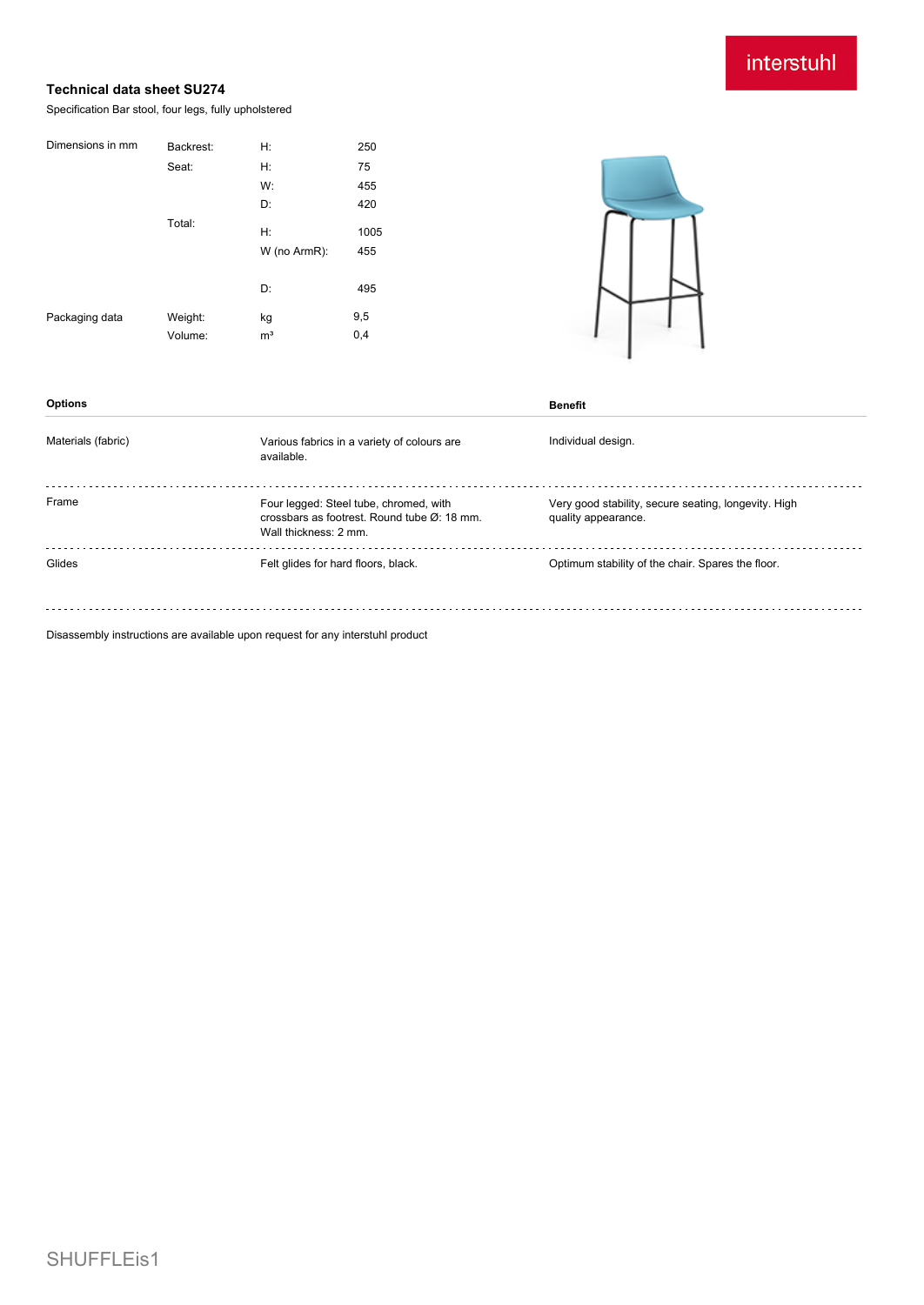interstuhl

# Technical data sheet SU274

Specification Bar stool, four legs, fully upholstered

| | | | |
|---|---|---|---|
| Dimensions in mm | Backrest: | H: | 250 |
| | Seat: | H: | 75 |
| | | W: | 455 |
| | | D: | 420 |
| | Total: | H: | 1005 |
| | | W (no ArmR): | 455 |
| | | D: | 495 |
| Packaging data | Weight: | kg | 9,5 |
| | Volume: | m³ | 0,4 |

| Options | | Benefit |
|---|---|---|
| Materials (fabric) | Various fabrics in a variety of colours are available. | Individual design. |
| Frame | Four legged: Steel tube, chromed, with crossbars as footrest. Round tube Ø: 18 mm. Wall thickness: 2 mm. | Very good stability, secure seating, longevity. High quality appearance. |
| Glides | Felt glides for hard floors, black. | Optimum stability of the chair. Spares the floor. |

Disassembly instructions are available upon request for any interstuhl product

SHUFFLEis1